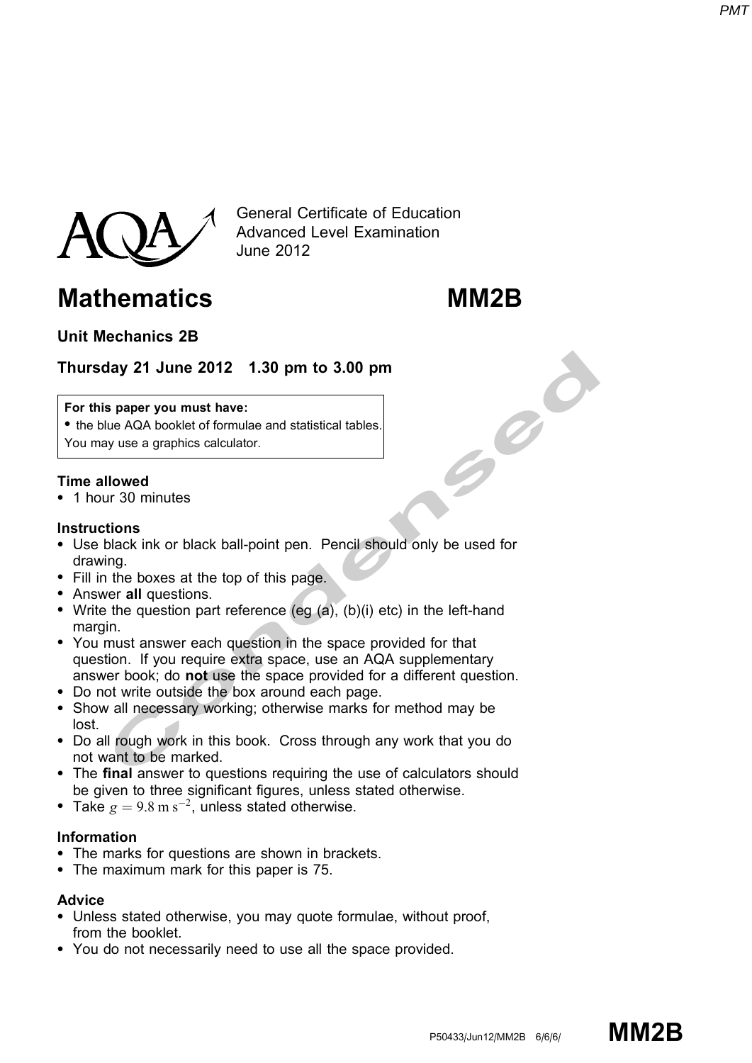General Certificate of Education
Advanced Level Examination
June 2012

# Mathematics MM2B

**Unit Mechanics 2B**

**Thursday 21 June 2012 1.30 pm to 3.00 pm**

**For this paper you must have:**
- the blue AQA booklet of formulae and statistical tables.

You may use a graphics calculator.

**Time allowed**
- 1 hour 30 minutes

**Instructions**
- Use black ink or black ball-point pen. Pencil should only be used for drawing.
- Fill in the boxes at the top of this page.
- Answer **all** questions.
- Write the question part reference (eg (a), (b)(i) etc) in the left-hand margin.
- You must answer each question in the space provided for that question. If you require extra space, use an AQA supplementary answer book; do **not** use the space provided for a different question.
- Do not write outside the box around each page.
- Show all necessary working; otherwise marks for method may be lost.
- Do all rough work in this book. Cross through any work that you do not want to be marked.
- The **final** answer to questions requiring the use of calculators should be given to three significant figures, unless stated otherwise.
- Take $g = 9.8 \text{ m s}^{-2}$, unless stated otherwise.

**Information**
- The marks for questions are shown in brackets.
- The maximum mark for this paper is 75.

**Advice**
- Unless stated otherwise, you may quote formulae, without proof, from the booklet.
- You do not necessarily need to use all the space provided.

P50433/Jun12/MM2B 6/6/6/ **MM2B**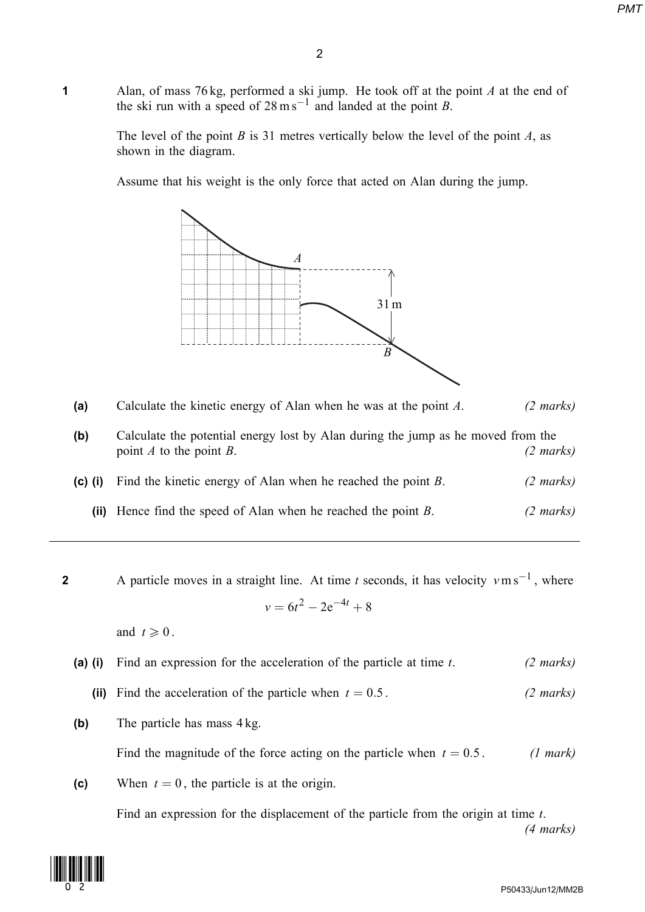**1** Alan, of mass 76 kg, performed a ski jump. He took off at the point $A$ at the end of the ski run with a speed of $28\,\text{m}\,\text{s}^{-1}$ and landed at the point $B$.

The level of the point $B$ is 31 metres vertically below the level of the point $A$, as shown in the diagram.

Assume that his weight is the only force that acted on Alan during the jump.

A

31 m

B

**(a)** Calculate the kinetic energy of Alan when he was at the point $A$. *(2 marks)*

**(b)** Calculate the potential energy lost by Alan during the jump as he moved from the point $A$ to the point $B$. *(2 marks)*

**(c) (i)** Find the kinetic energy of Alan when he reached the point $B$. *(2 marks)*

**(ii)** Hence find the speed of Alan when he reached the point $B$. *(2 marks)*

---

**2** A particle moves in a straight line. At time $t$ seconds, it has velocity $v\,\text{m}\,\text{s}^{-1}$, where

$$v = 6t^2 - 2\text{e}^{-4t} + 8$$

and $t \geqslant 0$.

**(a) (i)** Find an expression for the acceleration of the particle at time $t$. *(2 marks)*

**(ii)** Find the acceleration of the particle when $t = 0.5$. *(2 marks)*

**(b)** The particle has mass 4 kg.

Find the magnitude of the force acting on the particle when $t = 0.5$. *(1 mark)*

**(c)** When $t = 0$, the particle is at the origin.

Find an expression for the displacement of the particle from the origin at time $t$. *(4 marks)*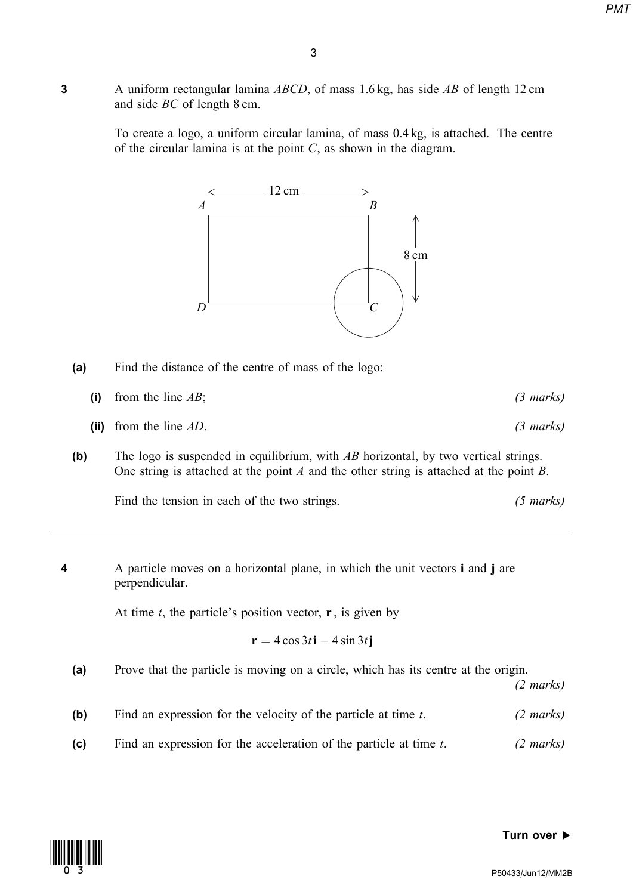**3** A uniform rectangular lamina $ABCD$, of mass 1.6 kg, has side $AB$ of length 12 cm and side $BC$ of length 8 cm.

To create a logo, a uniform circular lamina, of mass 0.4 kg, is attached. The centre of the circular lamina is at the point $C$, as shown in the diagram.

**(a)** Find the distance of the centre of mass of the logo:

**(i)** from the line $AB$; *(3 marks)*

**(ii)** from the line $AD$. *(3 marks)*

**(b)** The logo is suspended in equilibrium, with $AB$ horizontal, by two vertical strings. One string is attached at the point $A$ and the other string is attached at the point $B$.

Find the tension in each of the two strings. *(5 marks)*

---

**4** A particle moves on a horizontal plane, in which the unit vectors $\mathbf{i}$ and $\mathbf{j}$ are perpendicular.

At time $t$, the particle's position vector, $\mathbf{r}$, is given by

$$\mathbf{r} = 4\cos 3t\,\mathbf{i} - 4\sin 3t\,\mathbf{j}$$

**(a)** Prove that the particle is moving on a circle, which has its centre at the origin. *(2 marks)*

**(b)** Find an expression for the velocity of the particle at time $t$. *(2 marks)*

**(c)** Find an expression for the acceleration of the particle at time $t$. *(2 marks)*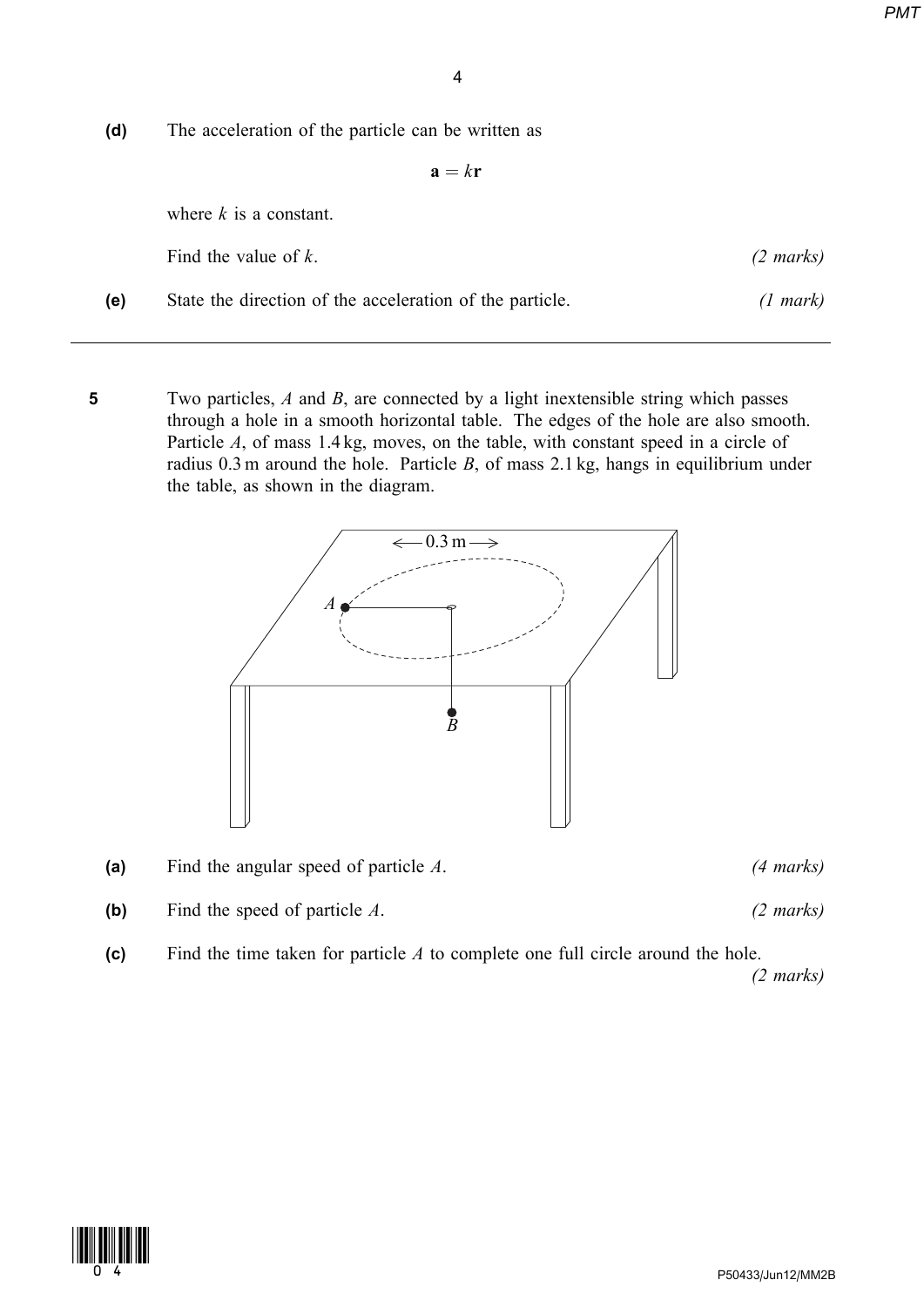**(d)** The acceleration of the particle can be written as

$$\mathbf{a} = k\mathbf{r}$$

where $k$ is a constant.

Find the value of $k$. *(2 marks)*

**(e)** State the direction of the acceleration of the particle. *(1 mark)*

---

**5** Two particles, $A$ and $B$, are connected by a light inextensible string which passes through a hole in a smooth horizontal table. The edges of the hole are also smooth. Particle $A$, of mass 1.4 kg, moves, on the table, with constant speed in a circle of radius 0.3 m around the hole. Particle $B$, of mass 2.1 kg, hangs in equilibrium under the table, as shown in the diagram.

**(a)** Find the angular speed of particle $A$. *(4 marks)*

**(b)** Find the speed of particle $A$. *(2 marks)*

**(c)** Find the time taken for particle $A$ to complete one full circle around the hole. *(2 marks)*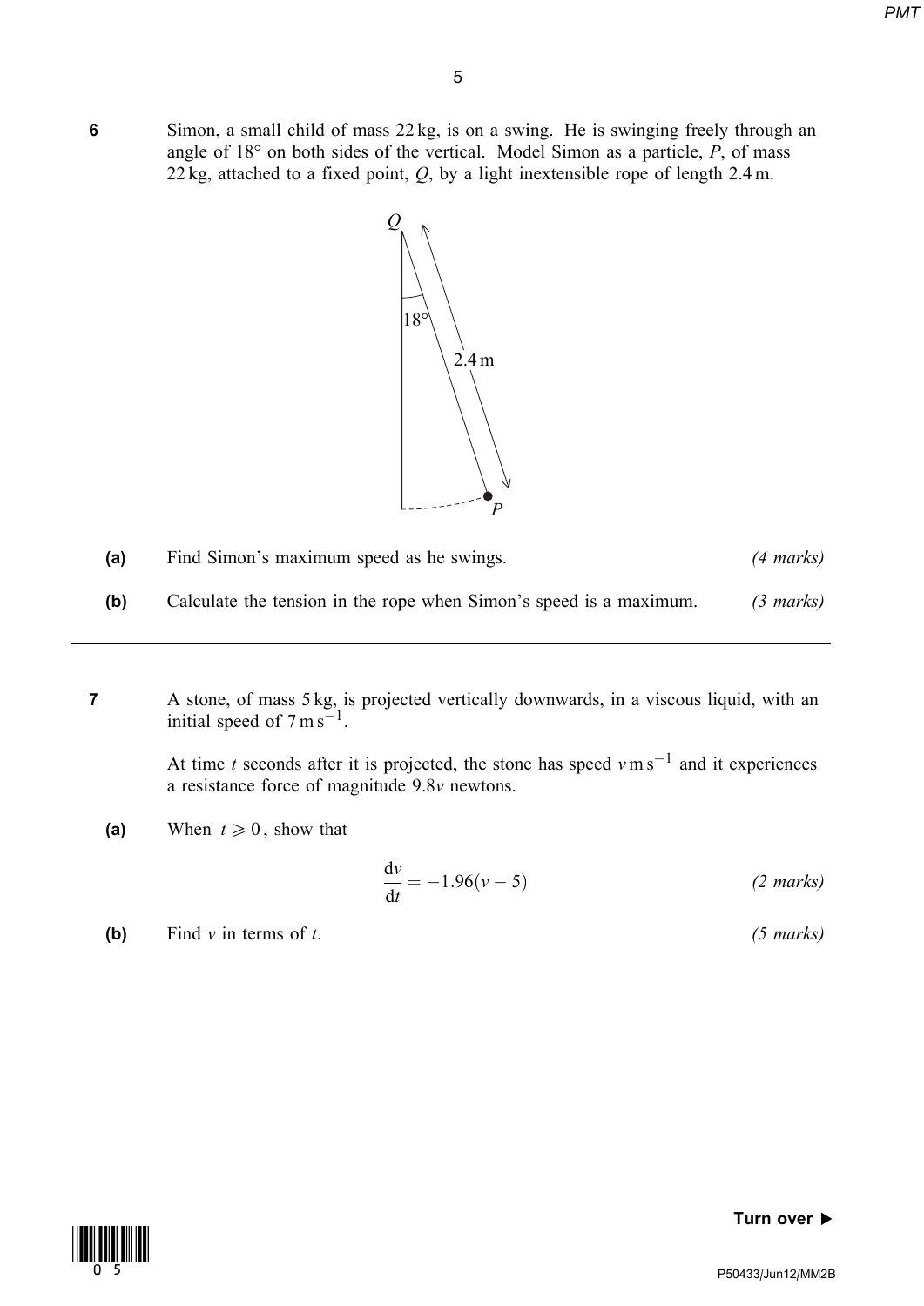**6** Simon, a small child of mass 22 kg, is on a swing. He is swinging freely through an angle of 18° on both sides of the vertical. Model Simon as a particle, $P$, of mass 22 kg, attached to a fixed point, $Q$, by a light inextensible rope of length 2.4 m.

**(a)** Find Simon's maximum speed as he swings. *(4 marks)*

**(b)** Calculate the tension in the rope when Simon's speed is a maximum. *(3 marks)*

---

**7** A stone, of mass 5 kg, is projected vertically downwards, in a viscous liquid, with an initial speed of $7\,\text{m}\,\text{s}^{-1}$.

At time $t$ seconds after it is projected, the stone has speed $v\,\text{m}\,\text{s}^{-1}$ and it experiences a resistance force of magnitude $9.8v$ newtons.

**(a)** When $t \geqslant 0$, show that

$$\frac{\mathrm{d}v}{\mathrm{d}t} = -1.96(v - 5)$$

*(2 marks)*

**(b)** Find $v$ in terms of $t$. *(5 marks)*

Turn over ▶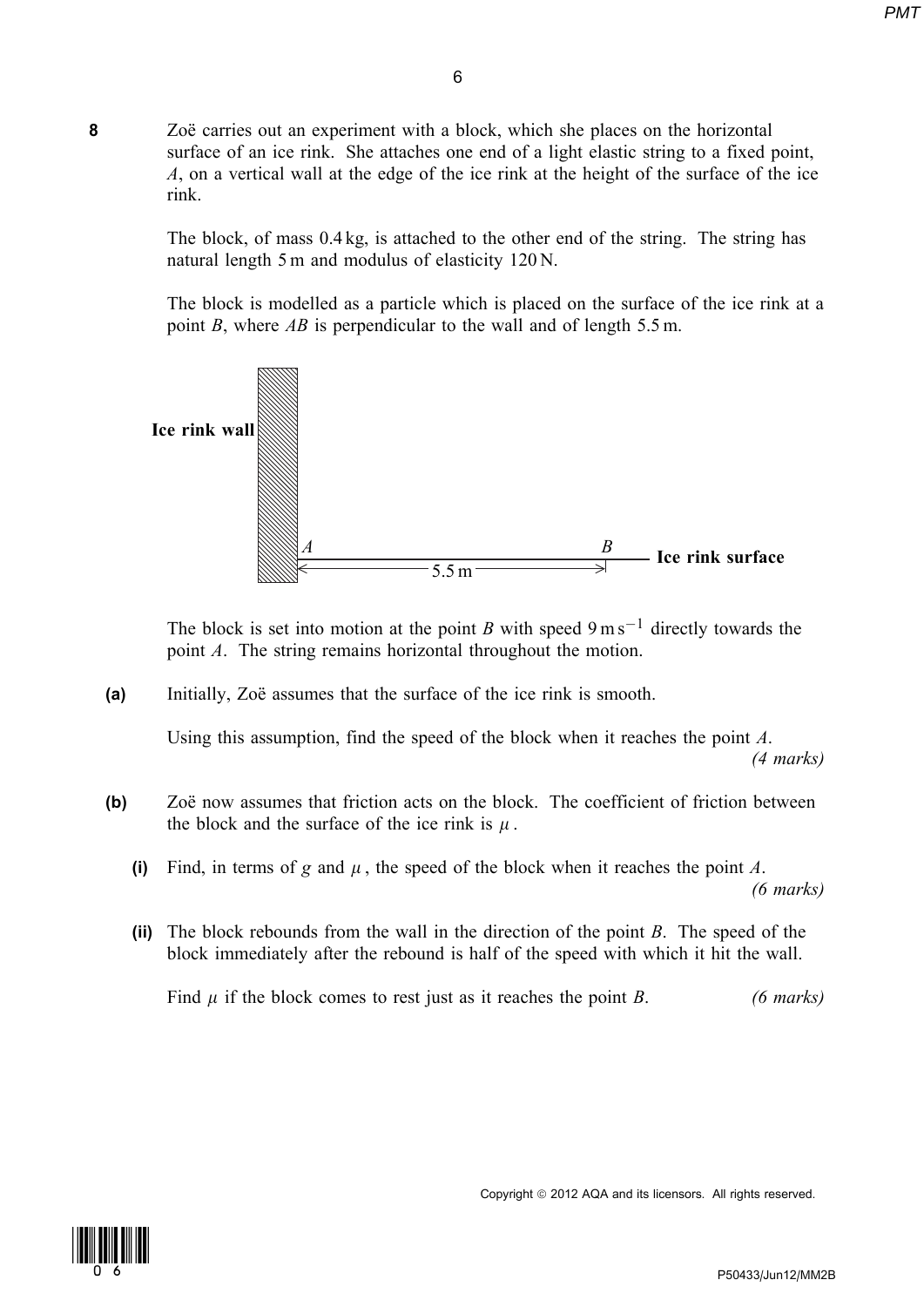**8** Zoë carries out an experiment with a block, which she places on the horizontal surface of an ice rink. She attaches one end of a light elastic string to a fixed point, $A$, on a vertical wall at the edge of the ice rink at the height of the surface of the ice rink.

The block, of mass 0.4 kg, is attached to the other end of the string. The string has natural length 5 m and modulus of elasticity 120 N.

The block is modelled as a particle which is placed on the surface of the ice rink at a point $B$, where $AB$ is perpendicular to the wall and of length 5.5 m.

Ice rink wall

$A$ $B$ Ice rink surface

5.5 m

The block is set into motion at the point $B$ with speed $9 \text{ m s}^{-1}$ directly towards the point $A$. The string remains horizontal throughout the motion.

**(a)** Initially, Zoë assumes that the surface of the ice rink is smooth.

Using this assumption, find the speed of the block when it reaches the point $A$. *(4 marks)*

**(b)** Zoë now assumes that friction acts on the block. The coefficient of friction between the block and the surface of the ice rink is $\mu$.

**(i)** Find, in terms of $g$ and $\mu$, the speed of the block when it reaches the point $A$. *(6 marks)*

**(ii)** The block rebounds from the wall in the direction of the point $B$. The speed of the block immediately after the rebound is half of the speed with which it hit the wall.

Find $\mu$ if the block comes to rest just as it reaches the point $B$. *(6 marks)*

Copyright © 2012 AQA and its licensors. All rights reserved.